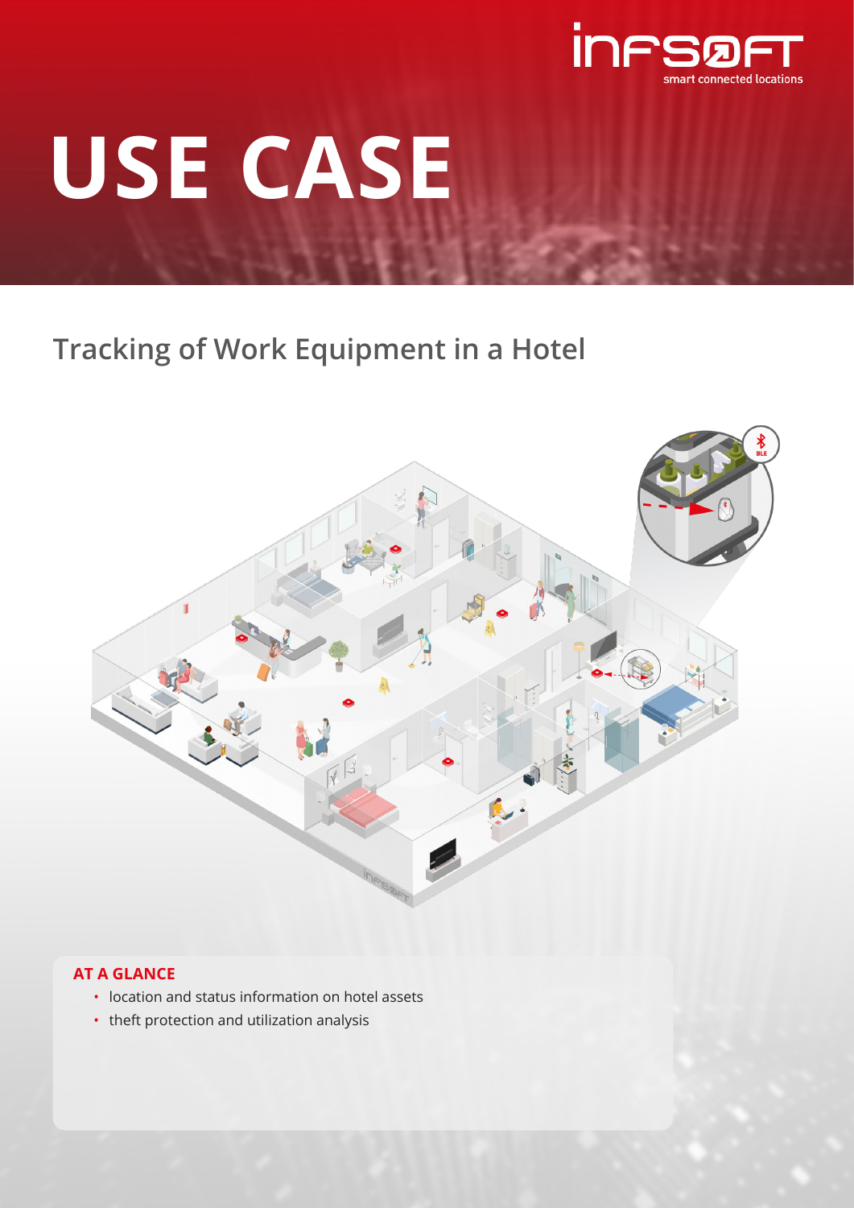# USE CASE

## Tracking of Work Equipment in a Hotel

### AT A GLANCE

- location and status information on hotel assets
- theft protection and utilization analysis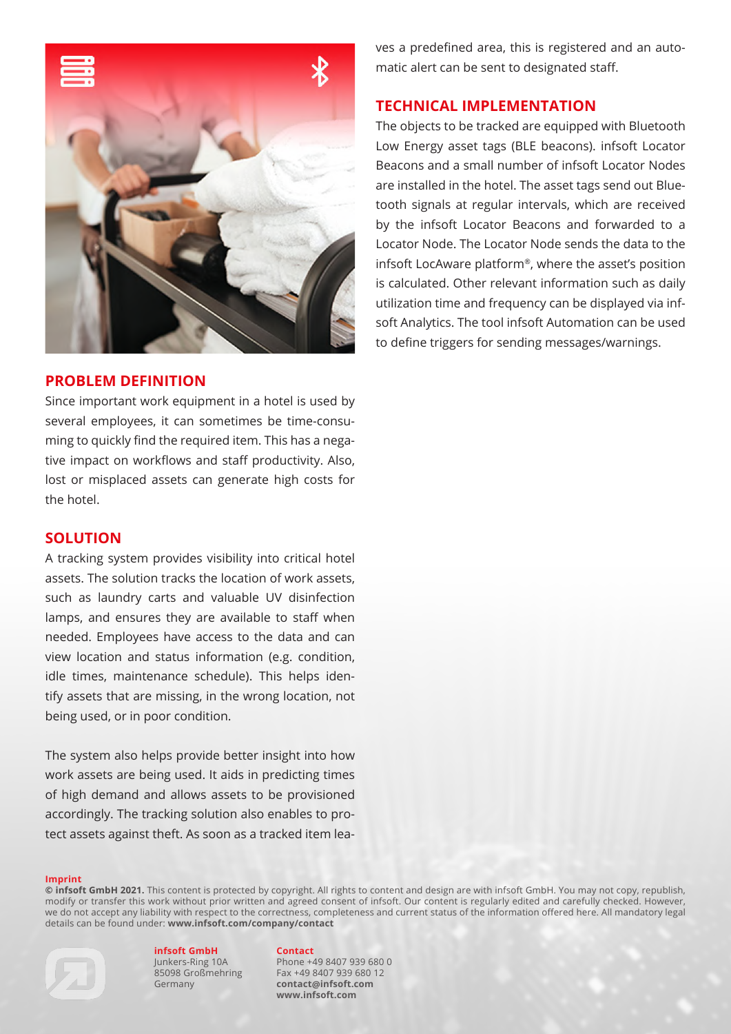## PROBLEM DEFINITION

Since important work equipment in a hotel is used by several employees, it can sometimes be time-consuming to quickly find the required item. This has a negative impact on workflows and staff productivity. Also, lost or misplaced assets can generate high costs for the hotel.

## SOLUTION

A tracking system provides visibility into critical hotel assets. The solution tracks the location of work assets, such as laundry carts and valuable UV disinfection lamps, and ensures they are available to staff when needed. Employees have access to the data and can view location and status information (e.g. condition, idle times, maintenance schedule). This helps identify assets that are missing, in the wrong location, not being used, or in poor condition.

The system also helps provide better insight into how work assets are being used. It aids in predicting times of high demand and allows assets to be provisioned accordingly. The tracking solution also enables to protect assets against theft. As soon as a tracked item leaves a predefined area, this is registered and an automatic alert can be sent to designated staff.

## TECHNICAL IMPLEMENTATION

The objects to be tracked are equipped with Bluetooth Low Energy asset tags (BLE beacons). infsoft Locator Beacons and a small number of infsoft Locator Nodes are installed in the hotel. The asset tags send out Bluetooth signals at regular intervals, which are received by the infsoft Locator Beacons and forwarded to a Locator Node. The Locator Node sends the data to the infsoft LocAware platform®, where the asset's position is calculated. Other relevant information such as daily utilization time and frequency can be displayed via infsoft Analytics. The tool infsoft Automation can be used to define triggers for sending messages/warnings.

**Imprint**

**© infsoft GmbH 2021.** This content is protected by copyright. All rights to content and design are with infsoft GmbH. You may not copy, republish, modify or transfer this work without prior written and agreed consent of infsoft. Our content is regularly edited and carefully checked. However, we do not accept any liability with respect to the correctness, completeness and current status of the information offered here. All mandatory legal details can be found under: **www.infsoft.com/company/contact**

**infsoft GmbH**
Junkers-Ring 10A
85098 Großmehring
Germany

**Contact**
Phone +49 8407 939 680 0
Fax +49 8407 939 680 12
**contact@infsoft.com**
**www.infsoft.com**